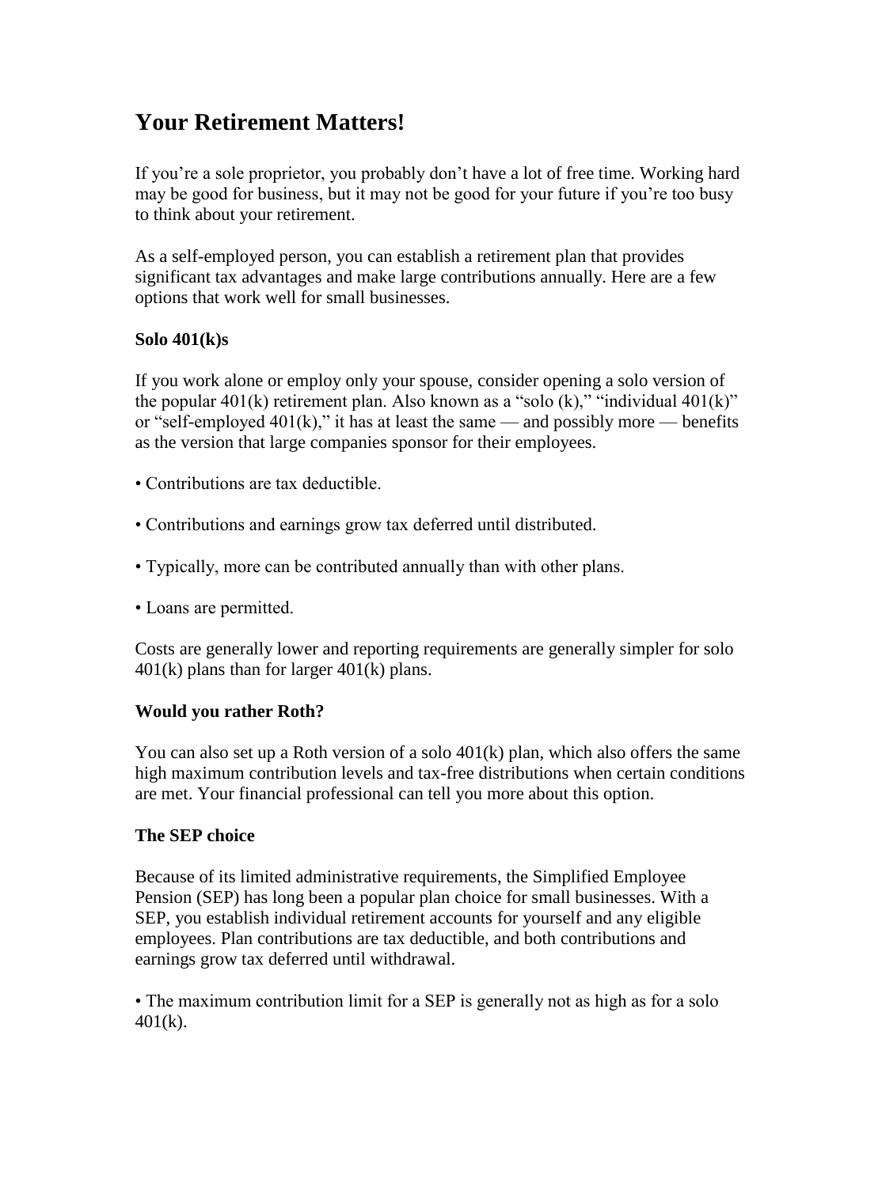# Your Retirement Matters!

If you're a sole proprietor, you probably don't have a lot of free time. Working hard may be good for business, but it may not be good for your future if you're too busy to think about your retirement.

As a self-employed person, you can establish a retirement plan that provides significant tax advantages and make large contributions annually. Here are a few options that work well for small businesses.

**Solo 401(k)s**

If you work alone or employ only your spouse, consider opening a solo version of the popular 401(k) retirement plan. Also known as a "solo (k)," "individual 401(k)" or "self-employed 401(k)," it has at least the same — and possibly more — benefits as the version that large companies sponsor for their employees.

- Contributions are tax deductible.
- Contributions and earnings grow tax deferred until distributed.
- Typically, more can be contributed annually than with other plans.
- Loans are permitted.

Costs are generally lower and reporting requirements are generally simpler for solo 401(k) plans than for larger 401(k) plans.

**Would you rather Roth?**

You can also set up a Roth version of a solo 401(k) plan, which also offers the same high maximum contribution levels and tax-free distributions when certain conditions are met. Your financial professional can tell you more about this option.

**The SEP choice**

Because of its limited administrative requirements, the Simplified Employee Pension (SEP) has long been a popular plan choice for small businesses. With a SEP, you establish individual retirement accounts for yourself and any eligible employees. Plan contributions are tax deductible, and both contributions and earnings grow tax deferred until withdrawal.

- The maximum contribution limit for a SEP is generally not as high as for a solo 401(k).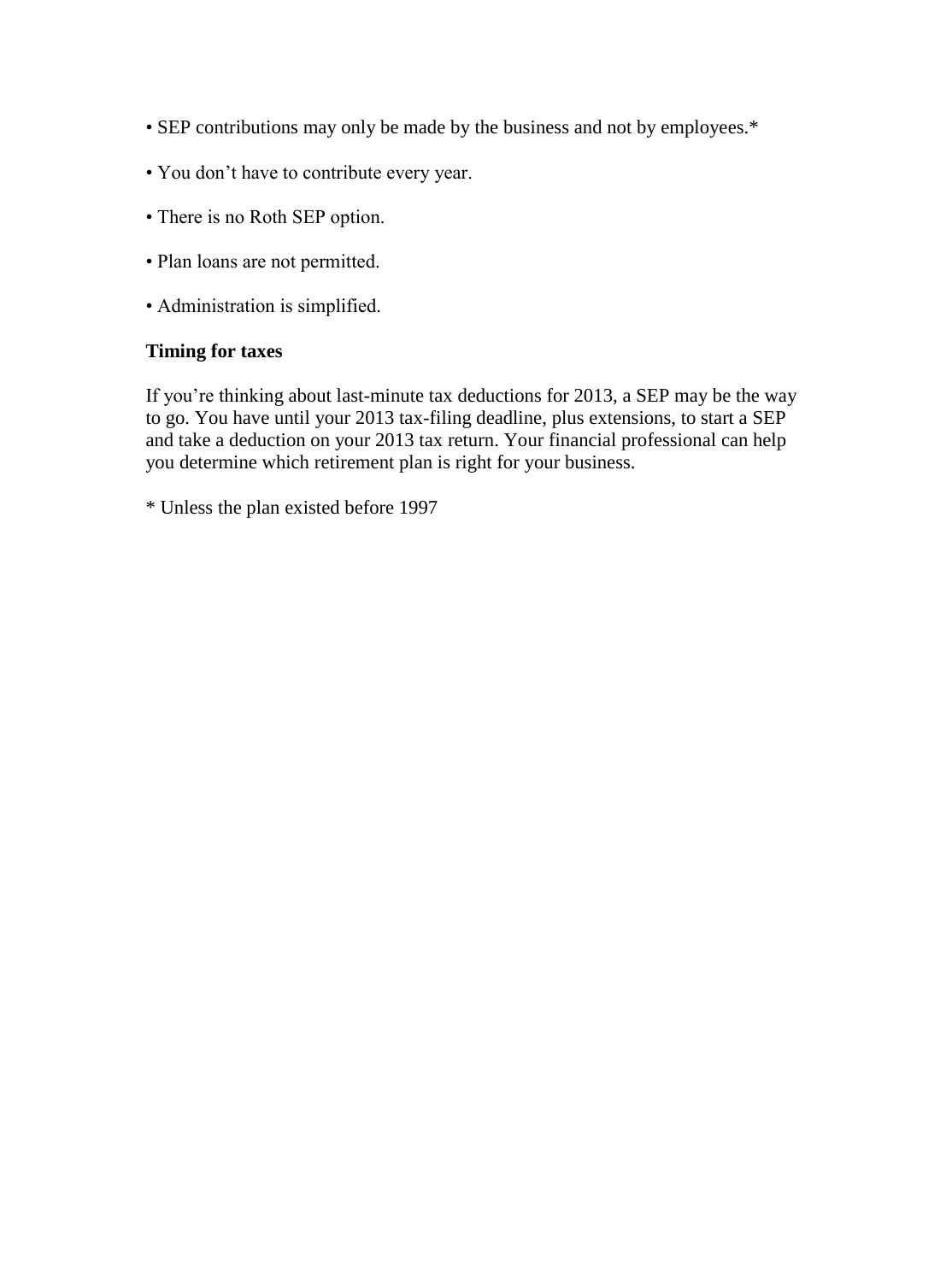- SEP contributions may only be made by the business and not by employees.*
- You don’t have to contribute every year.
- There is no Roth SEP option.
- Plan loans are not permitted.
- Administration is simplified.

**Timing for taxes**

If you’re thinking about last-minute tax deductions for 2013, a SEP may be the way to go. You have until your 2013 tax-filing deadline, plus extensions, to start a SEP and take a deduction on your 2013 tax return. Your financial professional can help you determine which retirement plan is right for your business.

* Unless the plan existed before 1997